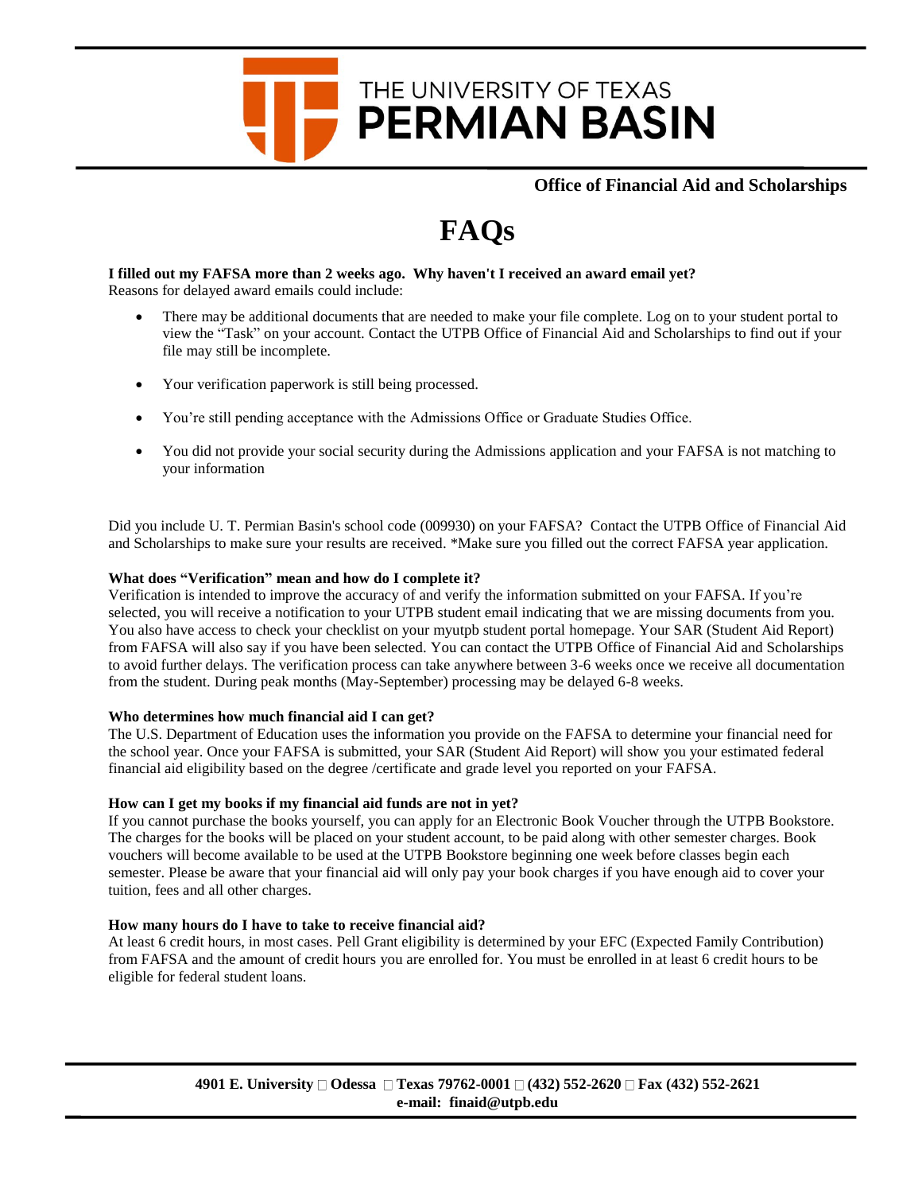# THE UNIVERSITY OF TEXAS PERMIAN BASIN

**Office of Financial Aid and Scholarships**

# FAQs

**I filled out my FAFSA more than 2 weeks ago. Why haven't I received an award email yet?**
Reasons for delayed award emails could include:

- There may be additional documents that are needed to make your file complete. Log on to your student portal to view the "Task" on your account. Contact the UTPB Office of Financial Aid and Scholarships to find out if your file may still be incomplete.
- Your verification paperwork is still being processed.
- You're still pending acceptance with the Admissions Office or Graduate Studies Office.
- You did not provide your social security during the Admissions application and your FAFSA is not matching to your information

Did you include U. T. Permian Basin's school code (009930) on your FAFSA? Contact the UTPB Office of Financial Aid and Scholarships to make sure your results are received. *Make sure you filled out the correct FAFSA year application.

**What does "Verification" mean and how do I complete it?**
Verification is intended to improve the accuracy of and verify the information submitted on your FAFSA. If you're selected, you will receive a notification to your UTPB student email indicating that we are missing documents from you. You also have access to check your checklist on your myutpb student portal homepage. Your SAR (Student Aid Report) from FAFSA will also say if you have been selected. You can contact the UTPB Office of Financial Aid and Scholarships to avoid further delays. The verification process can take anywhere between 3-6 weeks once we receive all documentation from the student. During peak months (May-September) processing may be delayed 6-8 weeks.

**Who determines how much financial aid I can get?**
The U.S. Department of Education uses the information you provide on the FAFSA to determine your financial need for the school year. Once your FAFSA is submitted, your SAR (Student Aid Report) will show you your estimated federal financial aid eligibility based on the degree /certificate and grade level you reported on your FAFSA.

**How can I get my books if my financial aid funds are not in yet?**
If you cannot purchase the books yourself, you can apply for an Electronic Book Voucher through the UTPB Bookstore. The charges for the books will be placed on your student account, to be paid along with other semester charges. Book vouchers will become available to be used at the UTPB Bookstore beginning one week before classes begin each semester. Please be aware that your financial aid will only pay your book charges if you have enough aid to cover your tuition, fees and all other charges.

**How many hours do I have to take to receive financial aid?**
At least 6 credit hours, in most cases. Pell Grant eligibility is determined by your EFC (Expected Family Contribution) from FAFSA and the amount of credit hours you are enrolled for. You must be enrolled in at least 6 credit hours to be eligible for federal student loans.

**4901 E. University □ Odessa □ Texas 79762-0001 □ (432) 552-2620 □ Fax (432) 552-2621**
**e-mail: finaid@utpb.edu**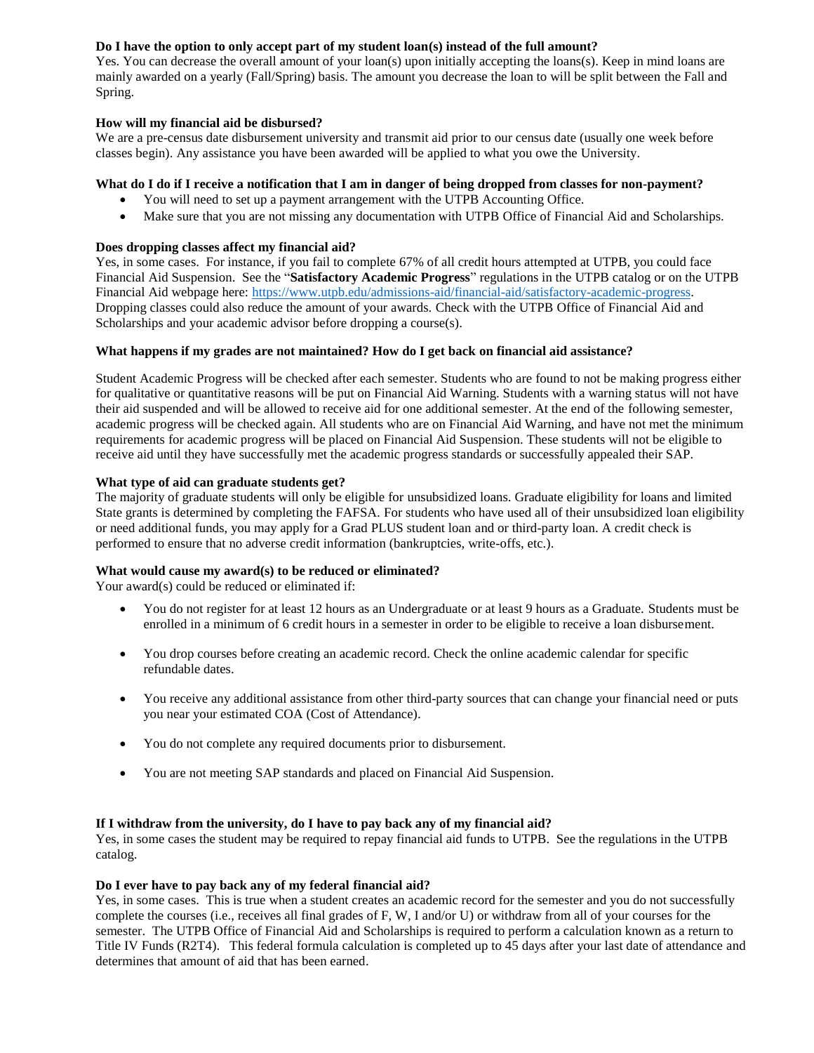**Do I have the option to only accept part of my student loan(s) instead of the full amount?**

Yes. You can decrease the overall amount of your loan(s) upon initially accepting the loans(s). Keep in mind loans are mainly awarded on a yearly (Fall/Spring) basis. The amount you decrease the loan to will be split between the Fall and Spring.

**How will my financial aid be disbursed?**

We are a pre-census date disbursement university and transmit aid prior to our census date (usually one week before classes begin). Any assistance you have been awarded will be applied to what you owe the University.

**What do I do if I receive a notification that I am in danger of being dropped from classes for non-payment?**

- You will need to set up a payment arrangement with the UTPB Accounting Office.
- Make sure that you are not missing any documentation with UTPB Office of Financial Aid and Scholarships.

**Does dropping classes affect my financial aid?**

Yes, in some cases. For instance, if you fail to complete 67% of all credit hours attempted at UTPB, you could face Financial Aid Suspension. See the "**Satisfactory Academic Progress**" regulations in the UTPB catalog or on the UTPB Financial Aid webpage here: https://www.utpb.edu/admissions-aid/financial-aid/satisfactory-academic-progress. Dropping classes could also reduce the amount of your awards. Check with the UTPB Office of Financial Aid and Scholarships and your academic advisor before dropping a course(s).

**What happens if my grades are not maintained? How do I get back on financial aid assistance?**

Student Academic Progress will be checked after each semester. Students who are found to not be making progress either for qualitative or quantitative reasons will be put on Financial Aid Warning. Students with a warning status will not have their aid suspended and will be allowed to receive aid for one additional semester. At the end of the following semester, academic progress will be checked again. All students who are on Financial Aid Warning, and have not met the minimum requirements for academic progress will be placed on Financial Aid Suspension. These students will not be eligible to receive aid until they have successfully met the academic progress standards or successfully appealed their SAP.

**What type of aid can graduate students get?**

The majority of graduate students will only be eligible for unsubsidized loans. Graduate eligibility for loans and limited State grants is determined by completing the FAFSA. For students who have used all of their unsubsidized loan eligibility or need additional funds, you may apply for a Grad PLUS student loan and or third-party loan. A credit check is performed to ensure that no adverse credit information (bankruptcies, write-offs, etc.).

**What would cause my award(s) to be reduced or eliminated?**

Your award(s) could be reduced or eliminated if:

- You do not register for at least 12 hours as an Undergraduate or at least 9 hours as a Graduate. Students must be enrolled in a minimum of 6 credit hours in a semester in order to be eligible to receive a loan disbursement.
- You drop courses before creating an academic record. Check the online academic calendar for specific refundable dates.
- You receive any additional assistance from other third-party sources that can change your financial need or puts you near your estimated COA (Cost of Attendance).
- You do not complete any required documents prior to disbursement.
- You are not meeting SAP standards and placed on Financial Aid Suspension.

**If I withdraw from the university, do I have to pay back any of my financial aid?**

Yes, in some cases the student may be required to repay financial aid funds to UTPB. See the regulations in the UTPB catalog.

**Do I ever have to pay back any of my federal financial aid?**

Yes, in some cases. This is true when a student creates an academic record for the semester and you do not successfully complete the courses (i.e., receives all final grades of F, W, I and/or U) or withdraw from all of your courses for the semester. The UTPB Office of Financial Aid and Scholarships is required to perform a calculation known as a return to Title IV Funds (R2T4). This federal formula calculation is completed up to 45 days after your last date of attendance and determines that amount of aid that has been earned.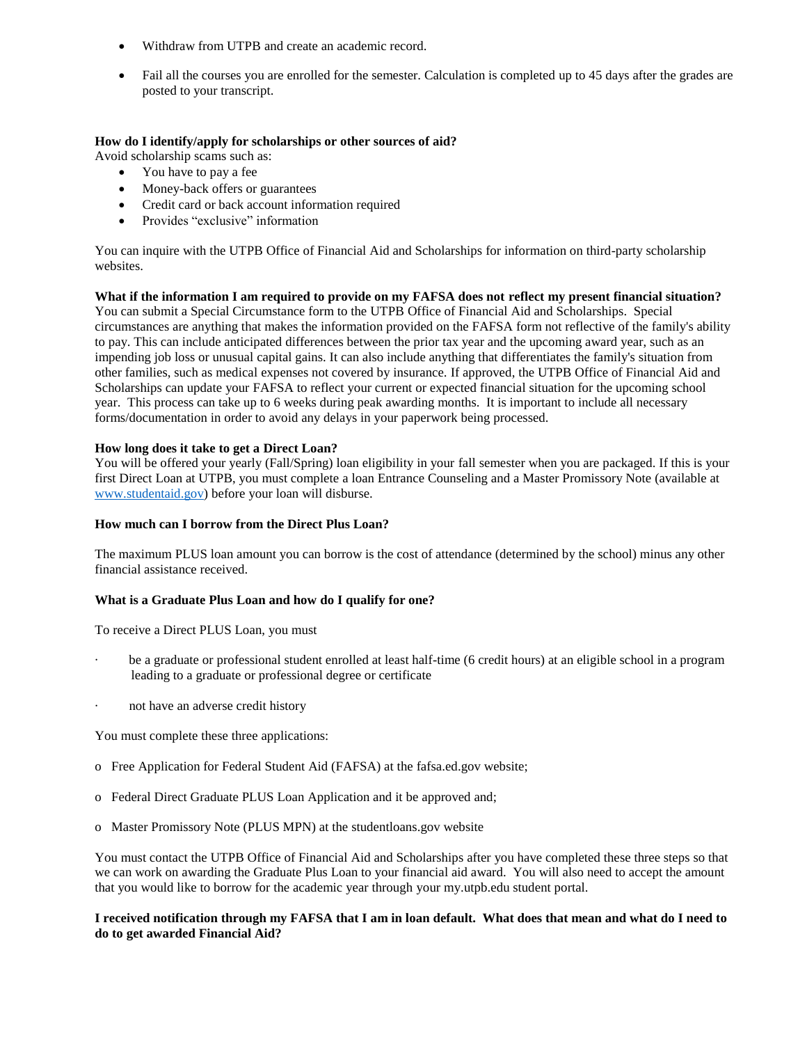- Withdraw from UTPB and create an academic record.
- Fail all the courses you are enrolled for the semester. Calculation is completed up to 45 days after the grades are posted to your transcript.

**How do I identify/apply for scholarships or other sources of aid?**

Avoid scholarship scams such as:

- You have to pay a fee
- Money-back offers or guarantees
- Credit card or back account information required
- Provides "exclusive" information

You can inquire with the UTPB Office of Financial Aid and Scholarships for information on third-party scholarship websites.

**What if the information I am required to provide on my FAFSA does not reflect my present financial situation?**

You can submit a Special Circumstance form to the UTPB Office of Financial Aid and Scholarships. Special circumstances are anything that makes the information provided on the FAFSA form not reflective of the family's ability to pay. This can include anticipated differences between the prior tax year and the upcoming award year, such as an impending job loss or unusual capital gains. It can also include anything that differentiates the family's situation from other families, such as medical expenses not covered by insurance. If approved, the UTPB Office of Financial Aid and Scholarships can update your FAFSA to reflect your current or expected financial situation for the upcoming school year. This process can take up to 6 weeks during peak awarding months. It is important to include all necessary forms/documentation in order to avoid any delays in your paperwork being processed.

**How long does it take to get a Direct Loan?**

You will be offered your yearly (Fall/Spring) loan eligibility in your fall semester when you are packaged. If this is your first Direct Loan at UTPB, you must complete a loan Entrance Counseling and a Master Promissory Note (available at [www.studentaid.gov](www.studentaid.gov)) before your loan will disburse.

**How much can I borrow from the Direct Plus Loan?**

The maximum PLUS loan amount you can borrow is the cost of attendance (determined by the school) minus any other financial assistance received.

**What is a Graduate Plus Loan and how do I qualify for one?**

To receive a Direct PLUS Loan, you must

- be a graduate or professional student enrolled at least half-time (6 credit hours) at an eligible school in a program leading to a graduate or professional degree or certificate
- not have an adverse credit history

You must complete these three applications:

- Free Application for Federal Student Aid (FAFSA) at the fafsa.ed.gov website;
- Federal Direct Graduate PLUS Loan Application and it be approved and;
- Master Promissory Note (PLUS MPN) at the studentloans.gov website

You must contact the UTPB Office of Financial Aid and Scholarships after you have completed these three steps so that we can work on awarding the Graduate Plus Loan to your financial aid award. You will also need to accept the amount that you would like to borrow for the academic year through your my.utpb.edu student portal.

**I received notification through my FAFSA that I am in loan default. What does that mean and what do I need to do to get awarded Financial Aid?**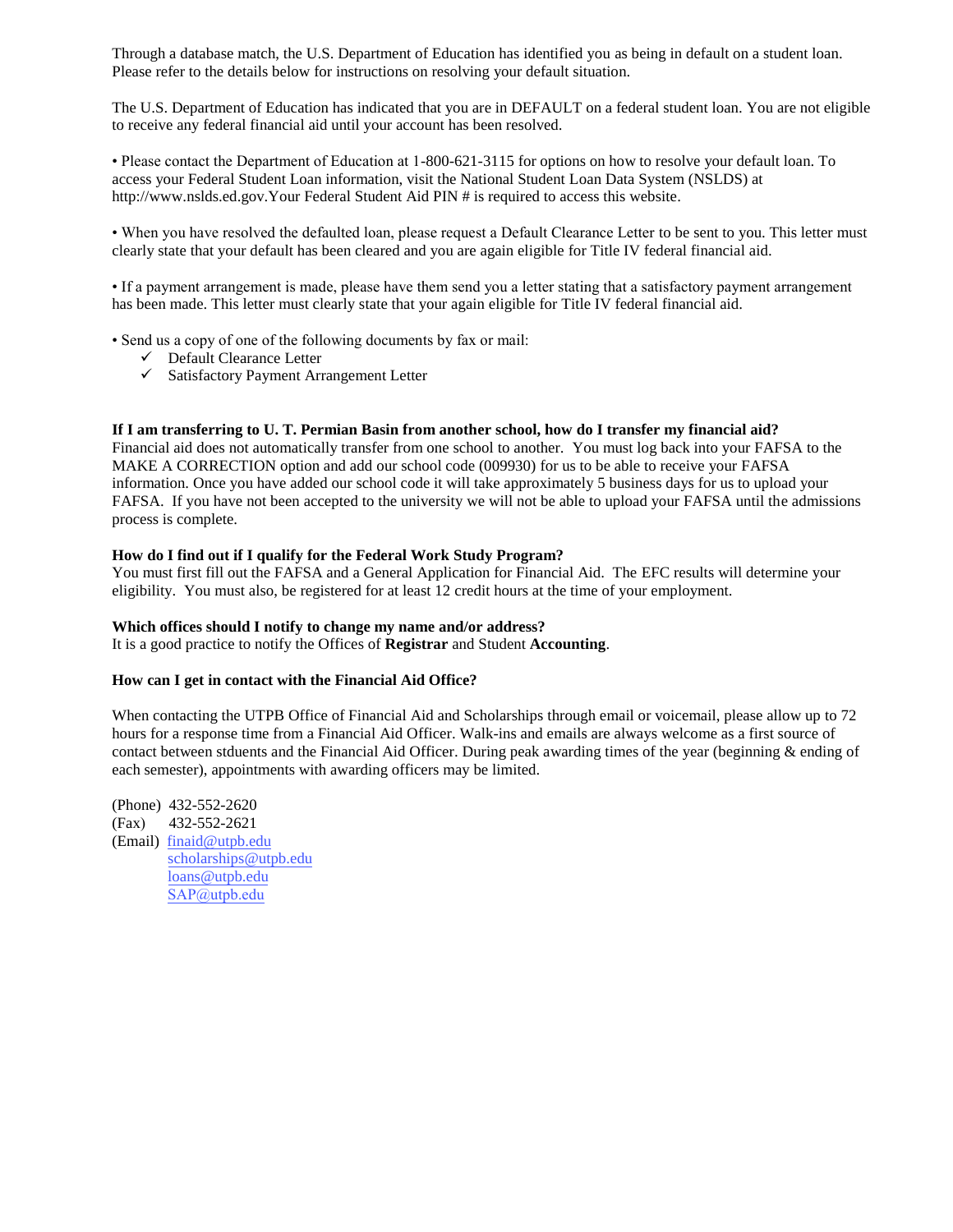Through a database match, the U.S. Department of Education has identified you as being in default on a student loan. Please refer to the details below for instructions on resolving your default situation.

The U.S. Department of Education has indicated that you are in DEFAULT on a federal student loan. You are not eligible to receive any federal financial aid until your account has been resolved.

• Please contact the Department of Education at 1-800-621-3115 for options on how to resolve your default loan. To access your Federal Student Loan information, visit the National Student Loan Data System (NSLDS) at http://www.nslds.ed.gov.Your Federal Student Aid PIN # is required to access this website.

• When you have resolved the defaulted loan, please request a Default Clearance Letter to be sent to you. This letter must clearly state that your default has been cleared and you are again eligible for Title IV federal financial aid.

• If a payment arrangement is made, please have them send you a letter stating that a satisfactory payment arrangement has been made. This letter must clearly state that your again eligible for Title IV federal financial aid.

• Send us a copy of one of the following documents by fax or mail:

- ✓ Default Clearance Letter
- ✓ Satisfactory Payment Arrangement Letter

**If I am transferring to U. T. Permian Basin from another school, how do I transfer my financial aid?**
Financial aid does not automatically transfer from one school to another. You must log back into your FAFSA to the MAKE A CORRECTION option and add our school code (009930) for us to be able to receive your FAFSA information. Once you have added our school code it will take approximately 5 business days for us to upload your FAFSA. If you have not been accepted to the university we will not be able to upload your FAFSA until the admissions process is complete.

**How do I find out if I qualify for the Federal Work Study Program?**
You must first fill out the FAFSA and a General Application for Financial Aid. The EFC results will determine your eligibility. You must also, be registered for at least 12 credit hours at the time of your employment.

**Which offices should I notify to change my name and/or address?**
It is a good practice to notify the Offices of **Registrar** and Student **Accounting**.

**How can I get in contact with the Financial Aid Office?**

When contacting the UTPB Office of Financial Aid and Scholarships through email or voicemail, please allow up to 72 hours for a response time from a Financial Aid Officer. Walk-ins and emails are always welcome as a first source of contact between stduents and the Financial Aid Officer. During peak awarding times of the year (beginning & ending of each semester), appointments with awarding officers may be limited.

(Phone) 432-552-2620
(Fax) 432-552-2621
(Email) finaid@utpb.edu
scholarships@utpb.edu
loans@utpb.edu
SAP@utpb.edu